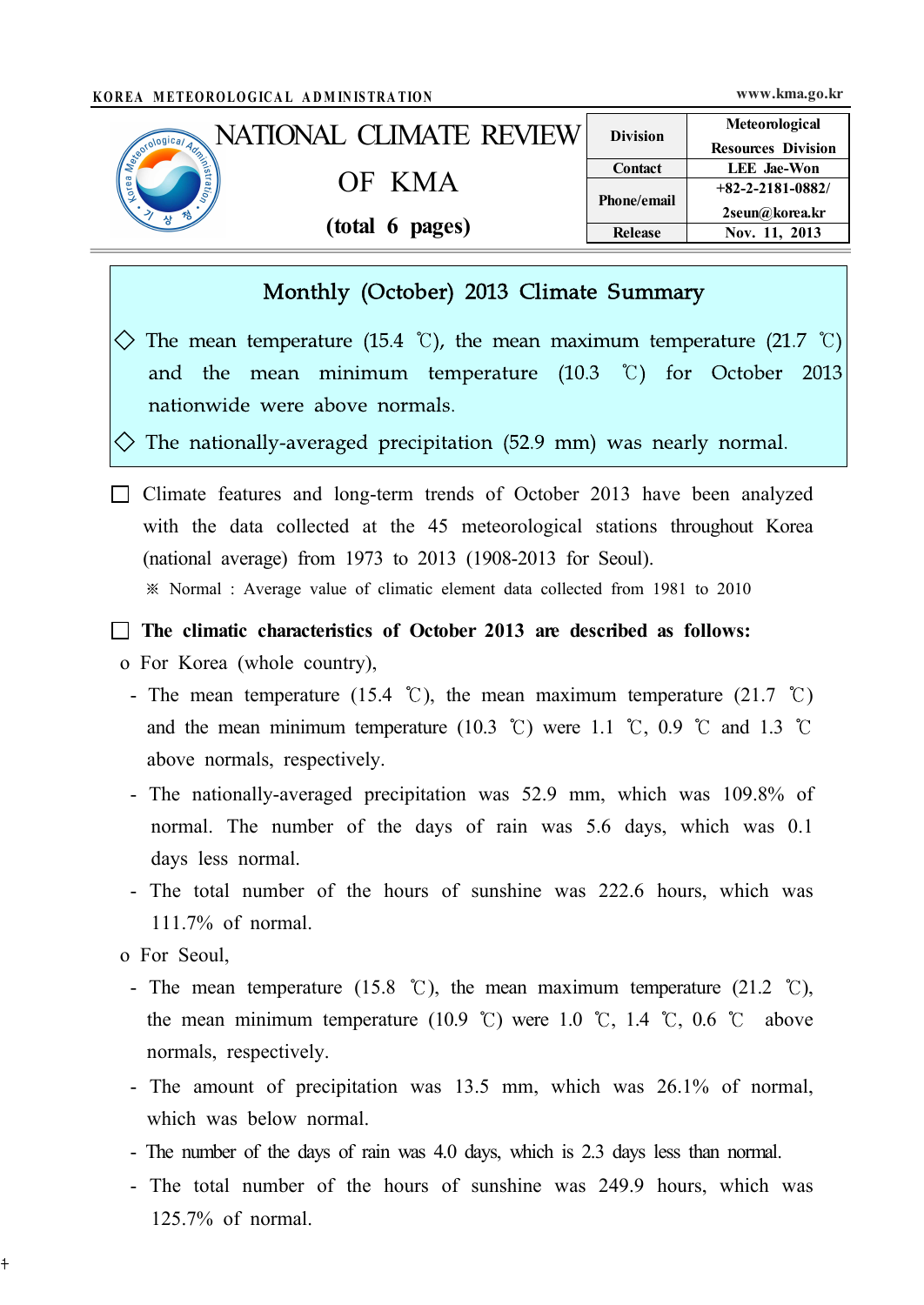KOREA METEOROLOGICAL ADMINISTRATION www.kma.go.kr

# NATIONAL CLIMATE REVIEW OF KMA

**(total 6 pages)**

| Division | Meteorological Resources Division |
|---|---|
| Contact | LEE Jae-Won |
| Phone/email | +82-2-2181-0882/ 2seun@korea.kr |
| Release | Nov. 11, 2013 |

## Monthly (October) 2013 Climate Summary

◇ The mean temperature (15.4 ℃), the mean maximum temperature (21.7 ℃) and the mean minimum temperature (10.3 ℃) for October 2013 nationwide were above normals.

◇ The nationally-averaged precipitation (52.9 mm) was nearly normal.

☐ Climate features and long-term trends of October 2013 have been analyzed with the data collected at the 45 meteorological stations throughout Korea (national average) from 1973 to 2013 (1908-2013 for Seoul).

※ Normal : Average value of climatic element data collected from 1981 to 2010

☐ **The climatic characteristics of October 2013 are described as follows:**

o For Korea (whole country),

- The mean temperature (15.4 ℃), the mean maximum temperature (21.7 ℃) and the mean minimum temperature (10.3 ℃) were 1.1 ℃, 0.9 ℃ and 1.3 ℃ above normals, respectively.
- The nationally-averaged precipitation was 52.9 mm, which was 109.8% of normal. The number of the days of rain was 5.6 days, which was 0.1 days less normal.
- The total number of the hours of sunshine was 222.6 hours, which was 111.7% of normal.

o For Seoul,

- The mean temperature (15.8 ℃), the mean maximum temperature (21.2 ℃), the mean minimum temperature (10.9 ℃) were 1.0 ℃, 1.4 ℃, 0.6 ℃ above normals, respectively.
- The amount of precipitation was 13.5 mm, which was 26.1% of normal, which was below normal.
- The number of the days of rain was 4.0 days, which is 2.3 days less than normal.
- The total number of the hours of sunshine was 249.9 hours, which was 125.7% of normal.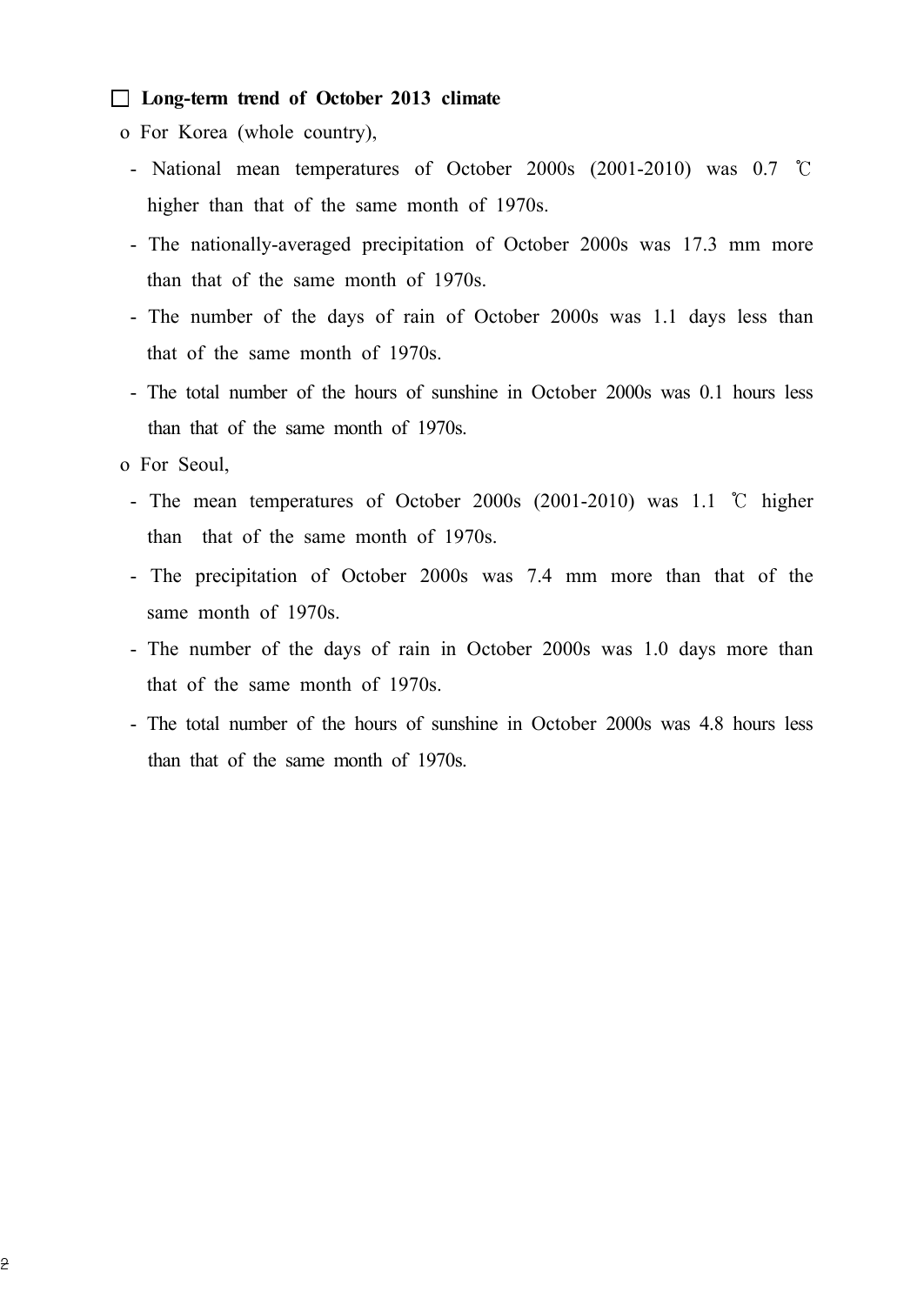## ☐ Long-term trend of October 2013 climate

o For Korea (whole country),

- National mean temperatures of October 2000s (2001-2010) was 0.7 ℃ higher than that of the same month of 1970s.
- The nationally-averaged precipitation of October 2000s was 17.3 mm more than that of the same month of 1970s.
- The number of the days of rain of October 2000s was 1.1 days less than that of the same month of 1970s.
- The total number of the hours of sunshine in October 2000s was 0.1 hours less than that of the same month of 1970s.

o For Seoul,

- The mean temperatures of October 2000s (2001-2010) was 1.1 ℃ higher than that of the same month of 1970s.
- The precipitation of October 2000s was 7.4 mm more than that of the same month of 1970s.
- The number of the days of rain in October 2000s was 1.0 days more than that of the same month of 1970s.
- The total number of the hours of sunshine in October 2000s was 4.8 hours less than that of the same month of 1970s.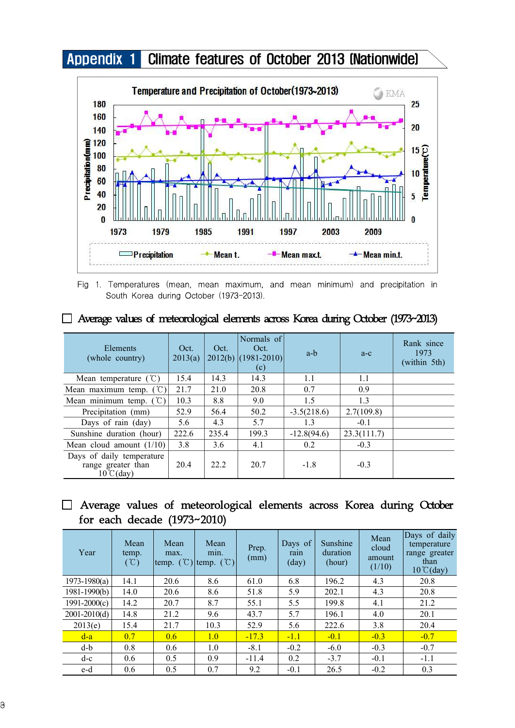# Appendix 1 Climate features of October 2013 (Nationwide)

Fig 1. Temperatures (mean, mean maximum, and mean minimum) and precipitation in South Korea during October (1973-2013).

## ☐ Average values of meteorological elements across Korea during October (1973~2013)

| Elements (whole country) | Oct. 2013(a) | Oct. 2012(b) | Normals of Oct. (1981-2010) (c) | a-b | a-c | Rank since 1973 (within 5th) |
|---|---|---|---|---|---|---|
| Mean temperature (℃) | 15.4 | 14.3 | 14.3 | 1.1 | 1.1 | |
| Mean maximum temp. (℃) | 21.7 | 21.0 | 20.8 | 0.7 | 0.9 | |
| Mean minimum temp. (℃) | 10.3 | 8.8 | 9.0 | 1.5 | 1.3 | |
| Precipitation (mm) | 52.9 | 56.4 | 50.2 | -3.5(218.6) | 2.7(109.8) | |
| Days of rain (day) | 5.6 | 4.3 | 5.7 | 1.3 | -0.1 | |
| Sunshine duration (hour) | 222.6 | 235.4 | 199.3 | -12.8(94.6) | 23.3(111.7) | |
| Mean cloud amount (1/10) | 3.8 | 3.6 | 4.1 | 0.2 | -0.3 | |
| Days of daily temperature range greater than 10℃(day) | 20.4 | 22.2 | 20.7 | -1.8 | -0.3 | |

## ☐ Average values of meteorological elements across Korea during October for each decade (1973~2010)

| Year | Mean temp. (℃) | Mean max. temp. (℃) | Mean min. temp. (℃) | Prep. (mm) | Days of rain (day) | Sunshine duration (hour) | Mean cloud amount (1/10) | Days of daily temperature range greater than 10℃(day) |
|---|---|---|---|---|---|---|---|---|
| 1973-1980(a) | 14.1 | 20.6 | 8.6 | 61.0 | 6.8 | 196.2 | 4.3 | 20.8 |
| 1981-1990(b) | 14.0 | 20.6 | 8.6 | 51.8 | 5.9 | 202.1 | 4.3 | 20.8 |
| 1991-2000(c) | 14.2 | 20.7 | 8.7 | 55.1 | 5.5 | 199.8 | 4.1 | 21.2 |
| 2001-2010(d) | 14.8 | 21.2 | 9.6 | 43.7 | 5.7 | 196.1 | 4.0 | 20.1 |
| 2013(e) | 15.4 | 21.7 | 10.3 | 52.9 | 5.6 | 222.6 | 3.8 | 20.4 |
| d-a | 0.7 | 0.6 | 1.0 | -17.3 | -1.1 | -0.1 | -0.3 | -0.7 |
| d-b | 0.8 | 0.6 | 1.0 | -8.1 | -0.2 | -6.0 | -0.3 | -0.7 |
| d-c | 0.6 | 0.5 | 0.9 | -11.4 | 0.2 | -3.7 | -0.1 | -1.1 |
| e-d | 0.6 | 0.5 | 0.7 | 9.2 | -0.1 | 26.5 | -0.2 | 0.3 |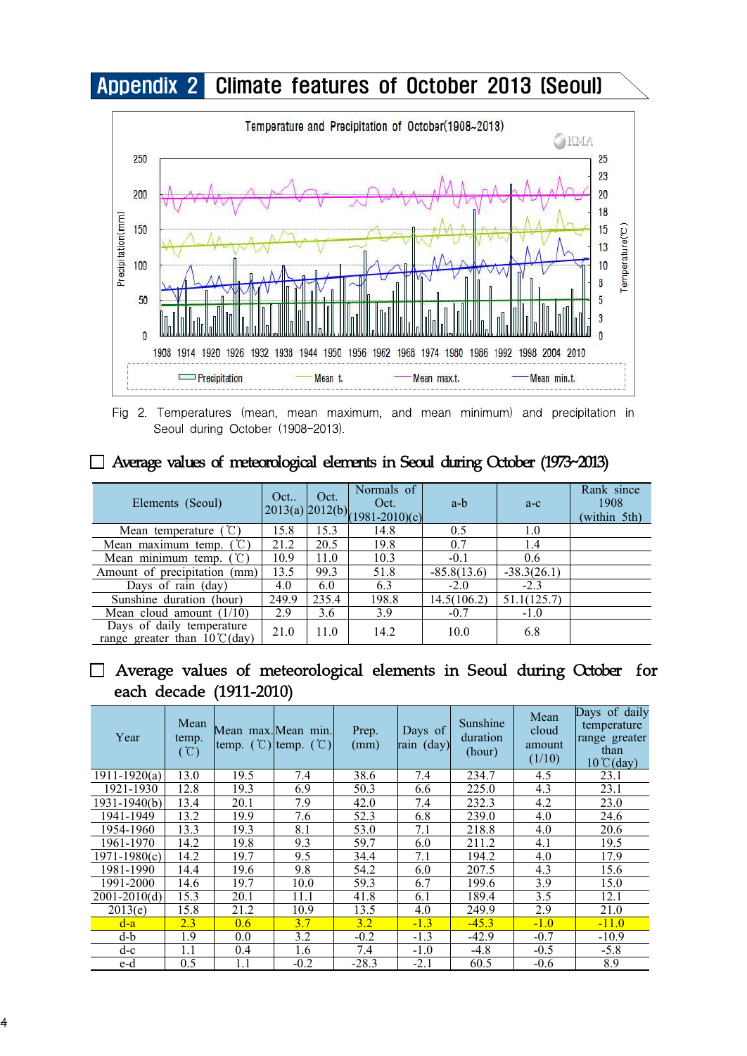# Appendix 2 Climate features of October 2013 (Seoul)

Temperature and Precipitation of October(1908~2013)

KMA

Precipitation(mm)

250
200
150
100
50
0

Temperature(℃)

25
23
20
18
15
13
10
8
5
3
0

1908 1914 1920 1926 1932 1938 1944 1950 1956 1962 1968 1974 1980 1986 1992 1998 2004 2010

Precipitation   Mean t.   Mean max.t.   Mean min.t.

Fig 2. Temperatures (mean, mean maximum, and mean minimum) and precipitation in Seoul during October (1908-2013).

## ☐ Average values of meteorological elements in Seoul during October (1973~2013)

| Elements (Seoul) | Oct.. 2013(a) | Oct. 2012(b) | Normals of Oct. (1981-2010)(c) | a-b | a-c | Rank since 1908 (within 5th) |
|---|---|---|---|---|---|---|
| Mean temperature (℃) | 15.8 | 15.3 | 14.8 | 0.5 | 1.0 | |
| Mean maximum temp. (℃) | 21.2 | 20.5 | 19.8 | 0.7 | 1.4 | |
| Mean minimum temp. (℃) | 10.9 | 11.0 | 10.3 | -0.1 | 0.6 | |
| Amount of precipitation (mm) | 13.5 | 99.3 | 51.8 | -85.8(13.6) | -38.3(26.1) | |
| Days of rain (day) | 4.0 | 6.0 | 6.3 | -2.0 | -2.3 | |
| Sunshine duration (hour) | 249.9 | 235.4 | 198.8 | 14.5(106.2) | 51.1(125.7) | |
| Mean cloud amount (1/10) | 2.9 | 3.6 | 3.9 | -0.7 | -1.0 | |
| Days of daily temperature range greater than 10℃(day) | 21.0 | 11.0 | 14.2 | 10.0 | 6.8 | |

## ☐ Average values of meteorological elements in Seoul during October for each decade (1911-2010)

| Year | Mean temp. (℃) | Mean max. temp. (℃) | Mean min. temp. (℃) | Prep. (mm) | Days of rain (day) | Sunshine duration (hour) | Mean cloud amount (1/10) | Days of daily temperature range greater than 10℃(day) |
|---|---|---|---|---|---|---|---|---|
| 1911-1920(a) | 13.0 | 19.5 | 7.4 | 38.6 | 7.4 | 234.7 | 4.5 | 23.1 |
| 1921-1930 | 12.8 | 19.3 | 6.9 | 50.3 | 6.6 | 225.0 | 4.3 | 23.1 |
| 1931-1940(b) | 13.4 | 20.1 | 7.9 | 42.0 | 7.4 | 232.3 | 4.2 | 23.0 |
| 1941-1949 | 13.2 | 19.9 | 7.6 | 52.3 | 6.8 | 239.0 | 4.0 | 24.6 |
| 1954-1960 | 13.3 | 19.3 | 8.1 | 53.0 | 7.1 | 218.8 | 4.0 | 20.6 |
| 1961-1970 | 14.2 | 19.8 | 9.3 | 59.7 | 6.0 | 211.2 | 4.1 | 19.5 |
| 1971-1980(c) | 14.2 | 19.7 | 9.5 | 34.4 | 7.1 | 194.2 | 4.0 | 17.9 |
| 1981-1990 | 14.4 | 19.6 | 9.8 | 54.2 | 6.0 | 207.5 | 4.3 | 15.6 |
| 1991-2000 | 14.6 | 19.7 | 10.0 | 59.3 | 6.7 | 199.6 | 3.9 | 15.0 |
| 2001-2010(d) | 15.3 | 20.1 | 11.1 | 41.8 | 6.1 | 189.4 | 3.5 | 12.1 |
| 2013(e) | 15.8 | 21.2 | 10.9 | 13.5 | 4.0 | 249.9 | 2.9 | 21.0 |
| d-a | 2.3 | 0.6 | 3.7 | 3.2 | -1.3 | -45.3 | -1.0 | -11.0 |
| d-b | 1.9 | 0.0 | 3.2 | -0.2 | -1.3 | -42.9 | -0.7 | -10.9 |
| d-c | 1.1 | 0.4 | 1.6 | 7.4 | -1.0 | -4.8 | -0.5 | -5.8 |
| e-d | 0.5 | 1.1 | -0.2 | -28.3 | -2.1 | 60.5 | -0.6 | 8.9 |